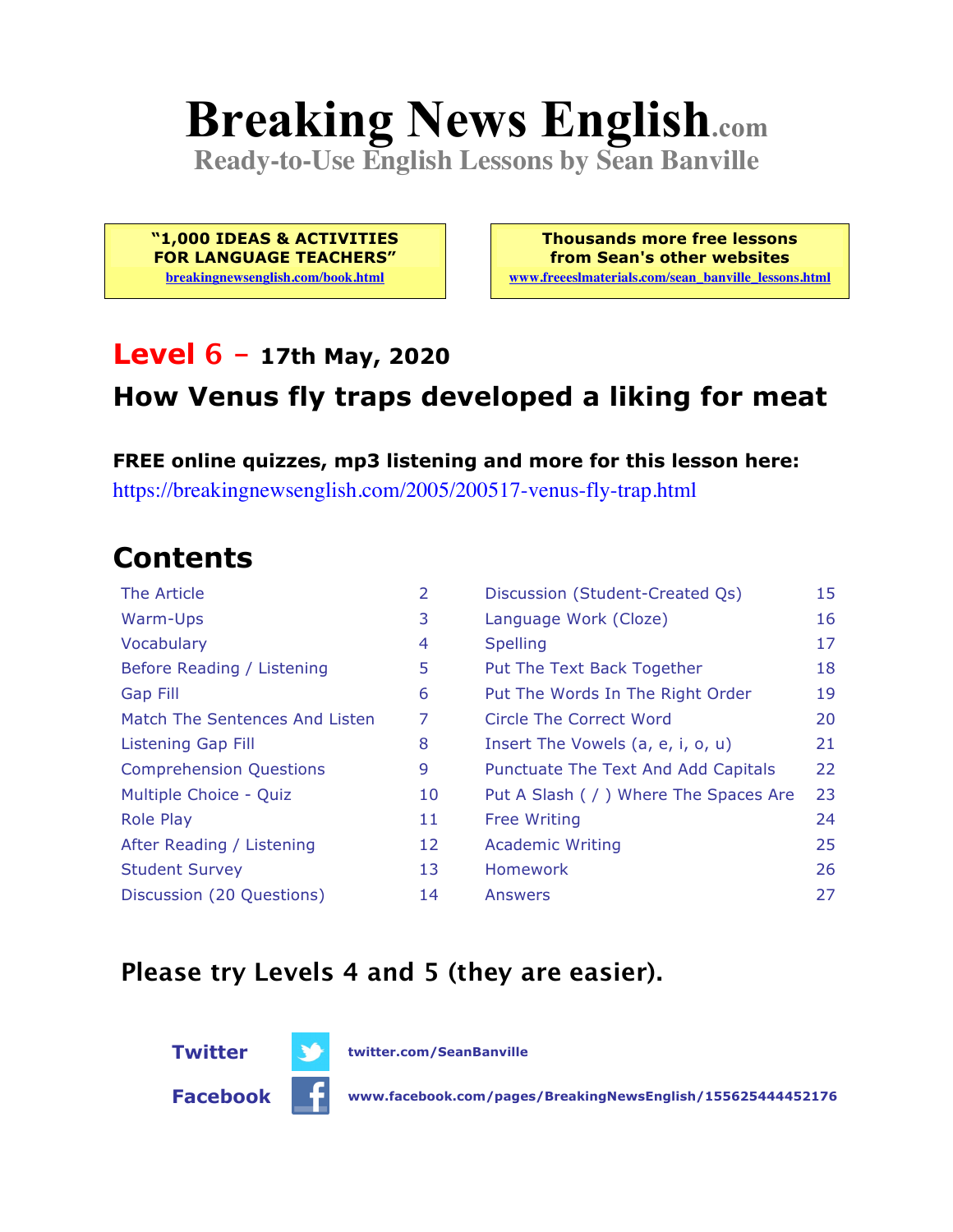# Breaking News English.com

**Ready-to-Use English Lessons by Sean Banville**

**"1,000 IDEAS & ACTIVITIES FOR LANGUAGE TEACHERS"**
breakingnewsenglish.com/book.html

**Thousands more free lessons from Sean's other websites**
www.freeeslmaterials.com/sean_banville_lessons.html

## Level 6 – 17th May, 2020

## How Venus fly traps developed a liking for meat

**FREE online quizzes, mp3 listening and more for this lesson here:**
https://breakingnewsenglish.com/2005/200517-venus-fly-trap.html

## Contents

| | | | |
|---|---|---|---|
| The Article | 2 | Discussion (Student-Created Qs) | 15 |
| Warm-Ups | 3 | Language Work (Cloze) | 16 |
| Vocabulary | 4 | Spelling | 17 |
| Before Reading / Listening | 5 | Put The Text Back Together | 18 |
| Gap Fill | 6 | Put The Words In The Right Order | 19 |
| Match The Sentences And Listen | 7 | Circle The Correct Word | 20 |
| Listening Gap Fill | 8 | Insert The Vowels (a, e, i, o, u) | 21 |
| Comprehension Questions | 9 | Punctuate The Text And Add Capitals | 22 |
| Multiple Choice - Quiz | 10 | Put A Slash ( / ) Where The Spaces Are | 23 |
| Role Play | 11 | Free Writing | 24 |
| After Reading / Listening | 12 | Academic Writing | 25 |
| Student Survey | 13 | Homework | 26 |
| Discussion (20 Questions) | 14 | Answers | 27 |

**Please try Levels 4 and 5 (they are easier).**

**Twitter** twitter.com/SeanBanville

**Facebook** www.facebook.com/pages/BreakingNewsEnglish/155625444452176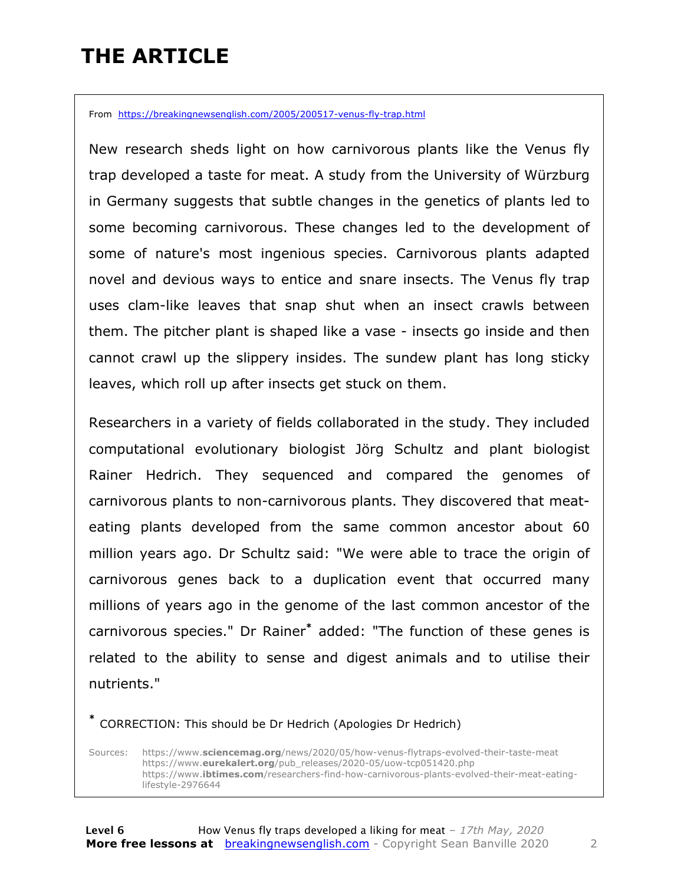# THE ARTICLE

From https://breakingnewsenglish.com/2005/200517-venus-fly-trap.html

New research sheds light on how carnivorous plants like the Venus fly trap developed a taste for meat. A study from the University of Würzburg in Germany suggests that subtle changes in the genetics of plants led to some becoming carnivorous. These changes led to the development of some of nature's most ingenious species. Carnivorous plants adapted novel and devious ways to entice and snare insects. The Venus fly trap uses clam-like leaves that snap shut when an insect crawls between them. The pitcher plant is shaped like a vase - insects go inside and then cannot crawl up the slippery insides. The sundew plant has long sticky leaves, which roll up after insects get stuck on them.

Researchers in a variety of fields collaborated in the study. They included computational evolutionary biologist Jörg Schultz and plant biologist Rainer Hedrich. They sequenced and compared the genomes of carnivorous plants to non-carnivorous plants. They discovered that meat-eating plants developed from the same common ancestor about 60 million years ago. Dr Schultz said: "We were able to trace the origin of carnivorous genes back to a duplication event that occurred many millions of years ago in the genome of the last common ancestor of the carnivorous species." Dr Rainer* added: "The function of these genes is related to the ability to sense and digest animals and to utilise their nutrients."

* CORRECTION: This should be Dr Hedrich (Apologies Dr Hedrich)

Sources: https://www.sciencemag.org/news/2020/05/how-venus-flytraps-evolved-their-taste-meat
https://www.eurekalert.org/pub_releases/2020-05/uow-tcp051420.php
https://www.ibtimes.com/researchers-find-how-carnivorous-plants-evolved-their-meat-eating-lifestyle-2976644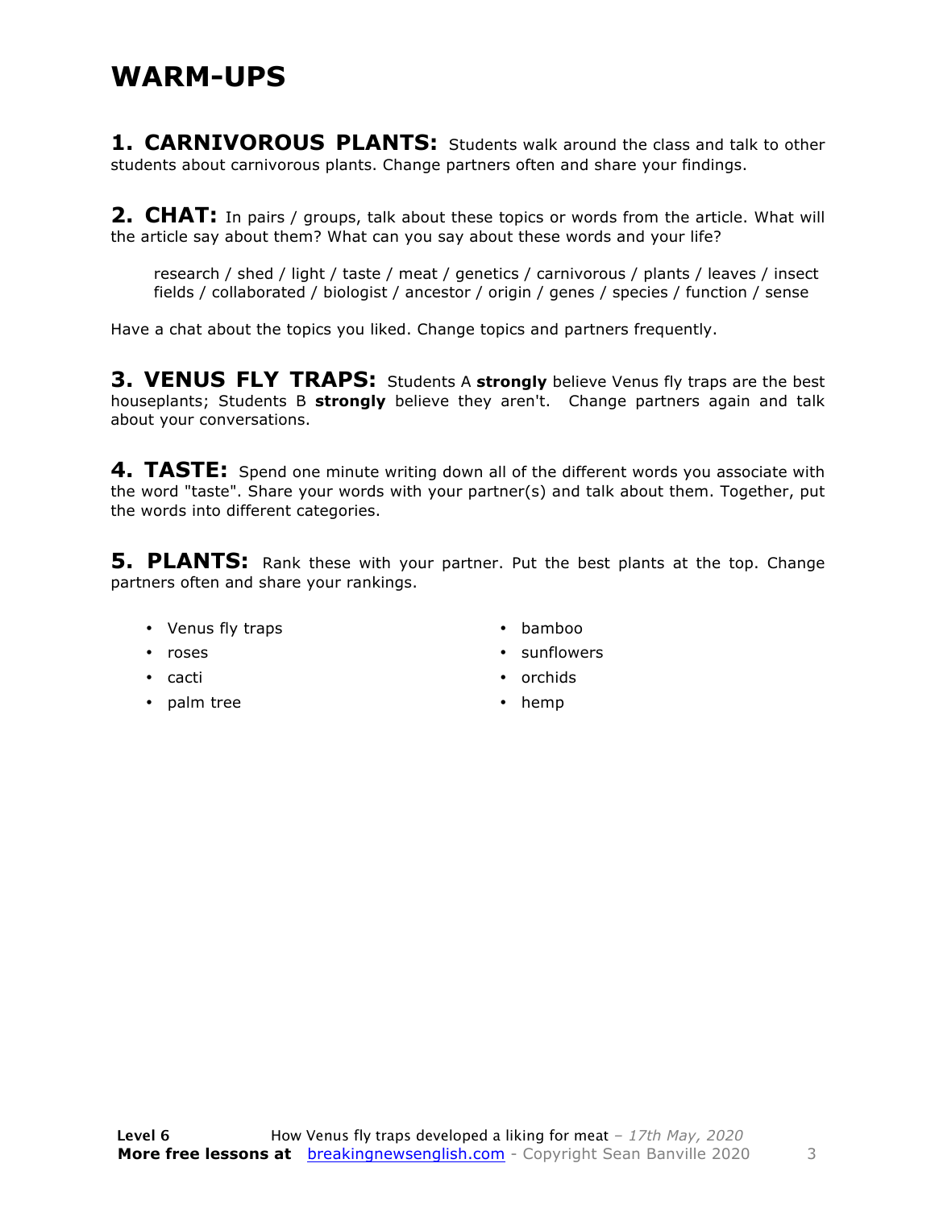# WARM-UPS

**1. CARNIVOROUS PLANTS:** Students walk around the class and talk to other students about carnivorous plants. Change partners often and share your findings.

**2. CHAT:** In pairs / groups, talk about these topics or words from the article. What will the article say about them? What can you say about these words and your life?

> research / shed / light / taste / meat / genetics / carnivorous / plants / leaves / insect
> fields / collaborated / biologist / ancestor / origin / genes / species / function / sense

Have a chat about the topics you liked. Change topics and partners frequently.

**3. VENUS FLY TRAPS:** Students A **strongly** believe Venus fly traps are the best houseplants; Students B **strongly** believe they aren't. Change partners again and talk about your conversations.

**4. TASTE:** Spend one minute writing down all of the different words you associate with the word "taste". Share your words with your partner(s) and talk about them. Together, put the words into different categories.

**5. PLANTS:** Rank these with your partner. Put the best plants at the top. Change partners often and share your rankings.

- Venus fly traps
- roses
- cacti
- palm tree
- bamboo
- sunflowers
- orchids
- hemp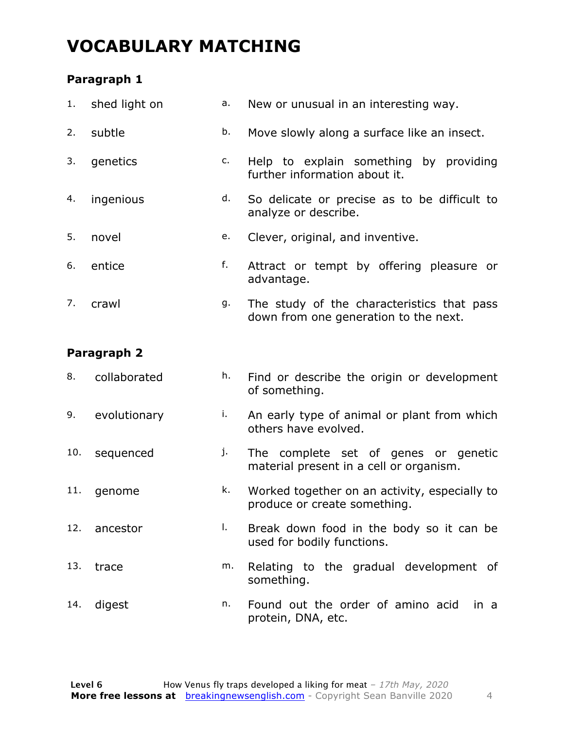# VOCABULARY MATCHING

### Paragraph 1

| | | | |
|---|---|---|---|
| 1. | shed light on | a. | New or unusual in an interesting way. |
| 2. | subtle | b. | Move slowly along a surface like an insect. |
| 3. | genetics | c. | Help to explain something by providing further information about it. |
| 4. | ingenious | d. | So delicate or precise as to be difficult to analyze or describe. |
| 5. | novel | e. | Clever, original, and inventive. |
| 6. | entice | f. | Attract or tempt by offering pleasure or advantage. |
| 7. | crawl | g. | The study of the characteristics that pass down from one generation to the next. |

### Paragraph 2

| | | | |
|---|---|---|---|
| 8. | collaborated | h. | Find or describe the origin or development of something. |
| 9. | evolutionary | i. | An early type of animal or plant from which others have evolved. |
| 10. | sequenced | j. | The complete set of genes or genetic material present in a cell or organism. |
| 11. | genome | k. | Worked together on an activity, especially to produce or create something. |
| 12. | ancestor | l. | Break down food in the body so it can be used for bodily functions. |
| 13. | trace | m. | Relating to the gradual development of something. |
| 14. | digest | n. | Found out the order of amino acid in a protein, DNA, etc. |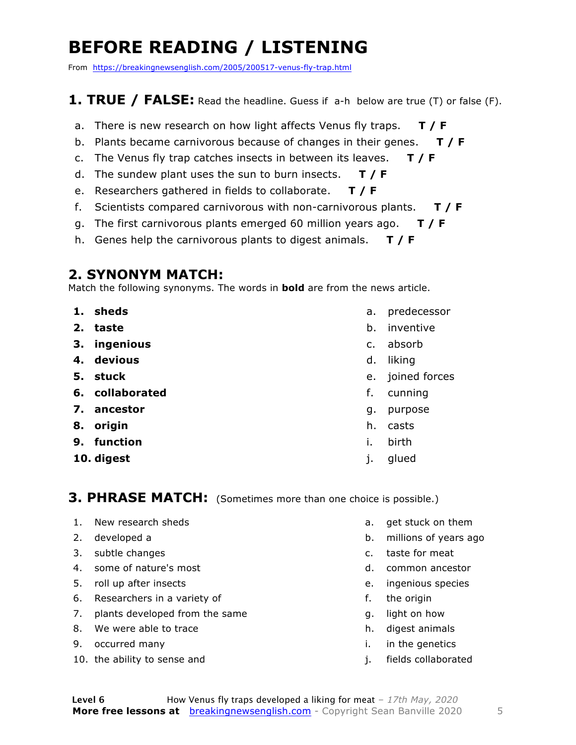# BEFORE READING / LISTENING

From https://breakingnewsenglish.com/2005/200517-venus-fly-trap.html

## 1. TRUE / FALSE: Read the headline. Guess if a-h below are true (T) or false (F).

a. There is new research on how light affects Venus fly traps. **T / F**
b. Plants became carnivorous because of changes in their genes. **T / F**
c. The Venus fly trap catches insects in between its leaves. **T / F**
d. The sundew plant uses the sun to burn insects. **T / F**
e. Researchers gathered in fields to collaborate. **T / F**
f. Scientists compared carnivorous with non-carnivorous plants. **T / F**
g. The first carnivorous plants emerged 60 million years ago. **T / F**
h. Genes help the carnivorous plants to digest animals. **T / F**

## 2. SYNONYM MATCH:

Match the following synonyms. The words in **bold** are from the news article.

1. **sheds**
2. **taste**
3. **ingenious**
4. **devious**
5. **stuck**
6. **collaborated**
7. **ancestor**
8. **origin**
9. **function**
10. **digest**

a. predecessor
b. inventive
c. absorb
d. liking
e. joined forces
f. cunning
g. purpose
h. casts
i. birth
j. glued

## 3. PHRASE MATCH: (Sometimes more than one choice is possible.)

1. New research sheds
2. developed a
3. subtle changes
4. some of nature's most
5. roll up after insects
6. Researchers in a variety of
7. plants developed from the same
8. We were able to trace
9. occurred many
10. the ability to sense and

a. get stuck on them
b. millions of years ago
c. taste for meat
d. common ancestor
e. ingenious species
f. the origin
g. light on how
h. digest animals
i. in the genetics
j. fields collaborated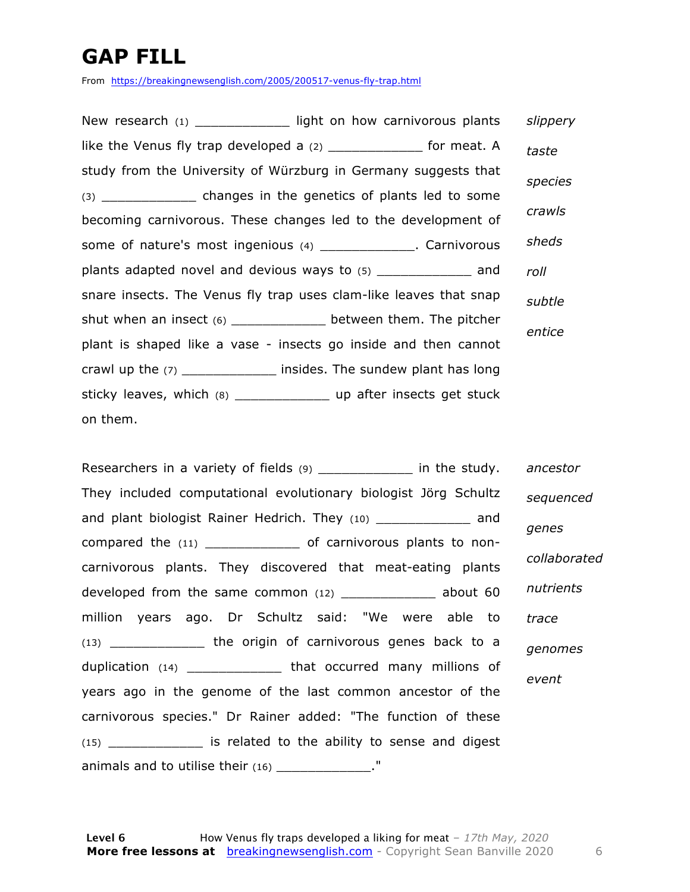# GAP FILL

From https://breakingnewsenglish.com/2005/200517-venus-fly-trap.html

New research (1) ____________ light on how carnivorous plants like the Venus fly trap developed a (2) ____________ for meat. A study from the University of Würzburg in Germany suggests that (3) ____________ changes in the genetics of plants led to some becoming carnivorous. These changes led to the development of some of nature's most ingenious (4) ____________. Carnivorous plants adapted novel and devious ways to (5) ____________ and snare insects. The Venus fly trap uses clam-like leaves that snap shut when an insect (6) ____________ between them. The pitcher plant is shaped like a vase - insects go inside and then cannot crawl up the (7) ____________ insides. The sundew plant has long sticky leaves, which (8) ____________ up after insects get stuck on them.

*slippery*
*taste*
*species*
*crawls*
*sheds*
*roll*
*subtle*
*entice*

Researchers in a variety of fields (9) ____________ in the study. They included computational evolutionary biologist Jörg Schultz and plant biologist Rainer Hedrich. They (10) ____________ and compared the (11) ____________ of carnivorous plants to non-carnivorous plants. They discovered that meat-eating plants developed from the same common (12) ____________ about 60 million years ago. Dr Schultz said: "We were able to (13) ____________ the origin of carnivorous genes back to a duplication (14) ____________ that occurred many millions of years ago in the genome of the last common ancestor of the carnivorous species." Dr Rainer added: "The function of these (15) ____________ is related to the ability to sense and digest animals and to utilise their (16) ____________."

*ancestor*
*sequenced*
*genes*
*collaborated*
*nutrients*
*trace*
*genomes*
*event*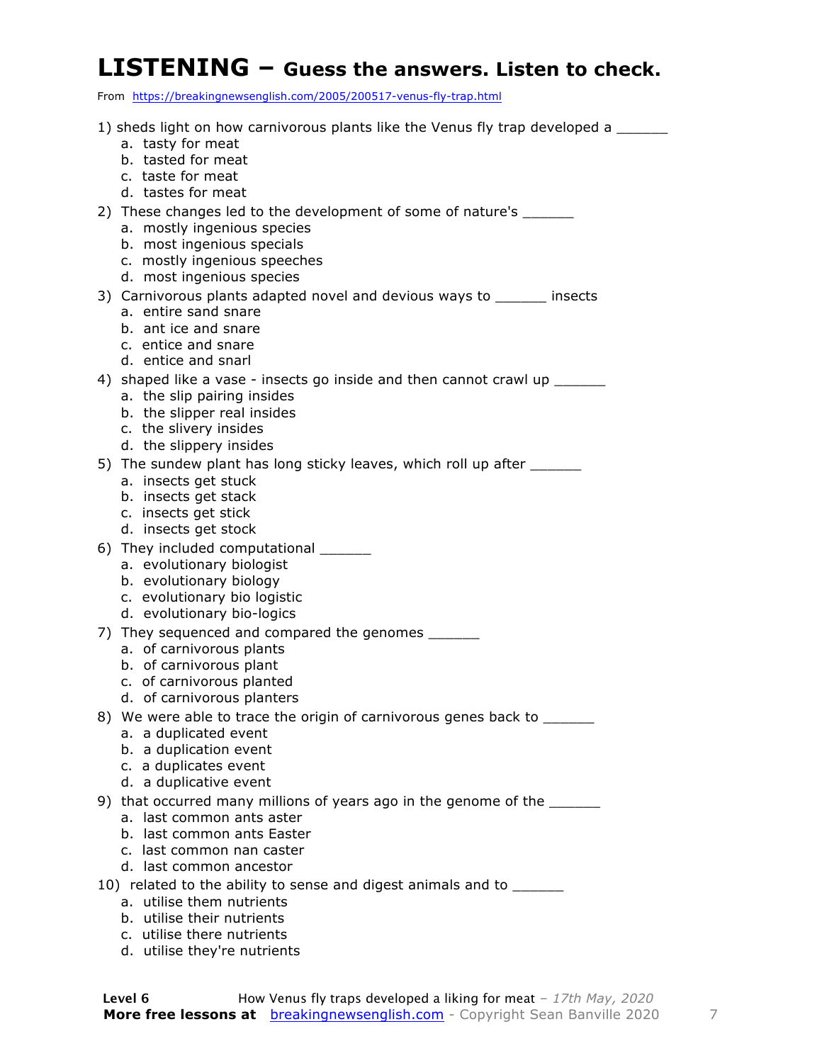# LISTENING – Guess the answers. Listen to check.

From https://breakingnewsenglish.com/2005/200517-venus-fly-trap.html

1) sheds light on how carnivorous plants like the Venus fly trap developed a ______
   a. tasty for meat
   b. tasted for meat
   c. taste for meat
   d. tastes for meat

2) These changes led to the development of some of nature's ______
   a. mostly ingenious species
   b. most ingenious specials
   c. mostly ingenious speeches
   d. most ingenious species

3) Carnivorous plants adapted novel and devious ways to ______ insects
   a. entire sand snare
   b. ant ice and snare
   c. entice and snare
   d. entice and snarl

4) shaped like a vase - insects go inside and then cannot crawl up ______
   a. the slip pairing insides
   b. the slipper real insides
   c. the slivery insides
   d. the slippery insides

5) The sundew plant has long sticky leaves, which roll up after ______
   a. insects get stuck
   b. insects get stack
   c. insects get stick
   d. insects get stock

6) They included computational ______
   a. evolutionary biologist
   b. evolutionary biology
   c. evolutionary bio logistic
   d. evolutionary bio-logics

7) They sequenced and compared the genomes ______
   a. of carnivorous plants
   b. of carnivorous plant
   c. of carnivorous planted
   d. of carnivorous planters

8) We were able to trace the origin of carnivorous genes back to ______
   a. a duplicated event
   b. a duplication event
   c. a duplicates event
   d. a duplicative event

9) that occurred many millions of years ago in the genome of the ______
   a. last common ants aster
   b. last common ants Easter
   c. last common nan caster
   d. last common ancestor

10) related to the ability to sense and digest animals and to ______
   a. utilise them nutrients
   b. utilise their nutrients
   c. utilise there nutrients
   d. utilise they're nutrients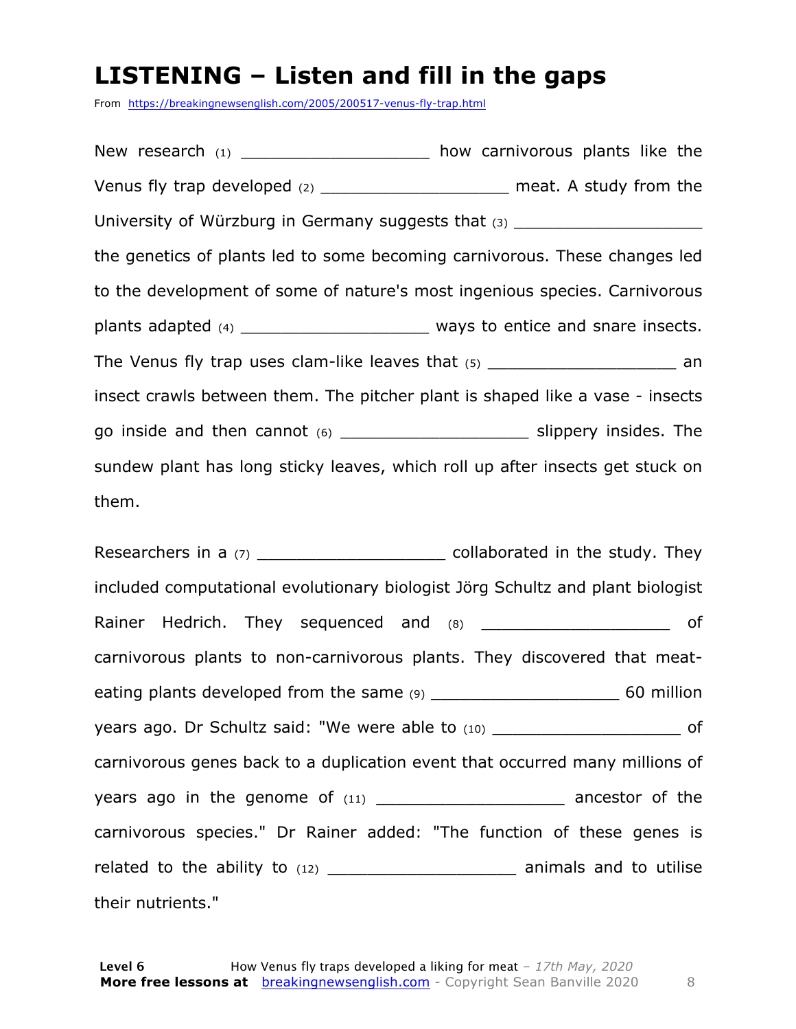# LISTENING – Listen and fill in the gaps

From https://breakingnewsenglish.com/2005/200517-venus-fly-trap.html

New research (1) ___________________ how carnivorous plants like the Venus fly trap developed (2) ___________________ meat. A study from the University of Würzburg in Germany suggests that (3) ___________________ the genetics of plants led to some becoming carnivorous. These changes led to the development of some of nature's most ingenious species. Carnivorous plants adapted (4) ___________________ ways to entice and snare insects. The Venus fly trap uses clam-like leaves that (5) ___________________ an insect crawls between them. The pitcher plant is shaped like a vase - insects go inside and then cannot (6) ___________________ slippery insides. The sundew plant has long sticky leaves, which roll up after insects get stuck on them.

Researchers in a (7) ___________________ collaborated in the study. They included computational evolutionary biologist Jörg Schultz and plant biologist Rainer Hedrich. They sequenced and (8) ___________________ of carnivorous plants to non-carnivorous plants. They discovered that meat-eating plants developed from the same (9) ___________________ 60 million years ago. Dr Schultz said: "We were able to (10) ___________________ of carnivorous genes back to a duplication event that occurred many millions of years ago in the genome of (11) ___________________ ancestor of the carnivorous species." Dr Rainer added: "The function of these genes is related to the ability to (12) ___________________ animals and to utilise their nutrients."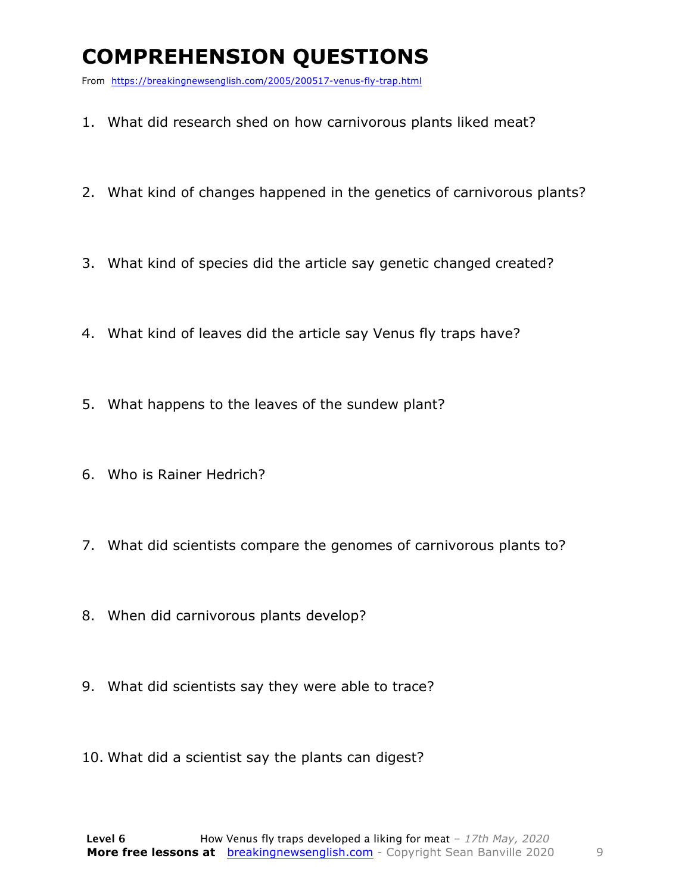# COMPREHENSION QUESTIONS

From https://breakingnewsenglish.com/2005/200517-venus-fly-trap.html

1. What did research shed on how carnivorous plants liked meat?

2. What kind of changes happened in the genetics of carnivorous plants?

3. What kind of species did the article say genetic changed created?

4. What kind of leaves did the article say Venus fly traps have?

5. What happens to the leaves of the sundew plant?

6. Who is Rainer Hedrich?

7. What did scientists compare the genomes of carnivorous plants to?

8. When did carnivorous plants develop?

9. What did scientists say they were able to trace?

10. What did a scientist say the plants can digest?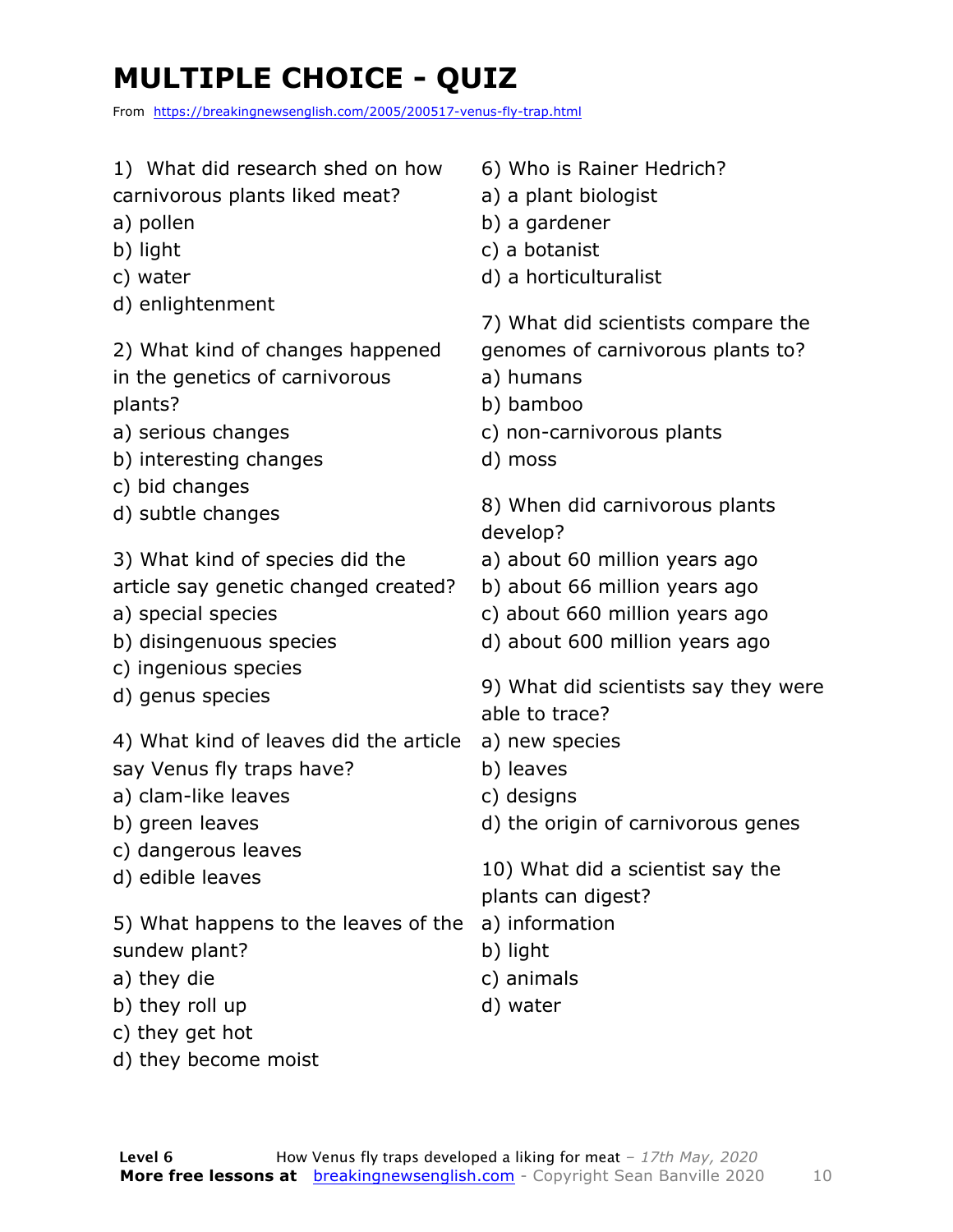# MULTIPLE CHOICE - QUIZ

From https://breakingnewsenglish.com/2005/200517-venus-fly-trap.html

1) What did research shed on how carnivorous plants liked meat?
a) pollen
b) light
c) water
d) enlightenment

2) What kind of changes happened in the genetics of carnivorous plants?
a) serious changes
b) interesting changes
c) bid changes
d) subtle changes

3) What kind of species did the article say genetic changed created?
a) special species
b) disingenuous species
c) ingenious species
d) genus species

4) What kind of leaves did the article say Venus fly traps have?
a) clam-like leaves
b) green leaves
c) dangerous leaves
d) edible leaves

5) What happens to the leaves of the sundew plant?
a) they die
b) they roll up
c) they get hot
d) they become moist

6) Who is Rainer Hedrich?
a) a plant biologist
b) a gardener
c) a botanist
d) a horticulturalist

7) What did scientists compare the genomes of carnivorous plants to?
a) humans
b) bamboo
c) non-carnivorous plants
d) moss

8) When did carnivorous plants develop?
a) about 60 million years ago
b) about 66 million years ago
c) about 660 million years ago
d) about 600 million years ago

9) What did scientists say they were able to trace?
a) new species
b) leaves
c) designs
d) the origin of carnivorous genes

10) What did a scientist say the plants can digest?
a) information
b) light
c) animals
d) water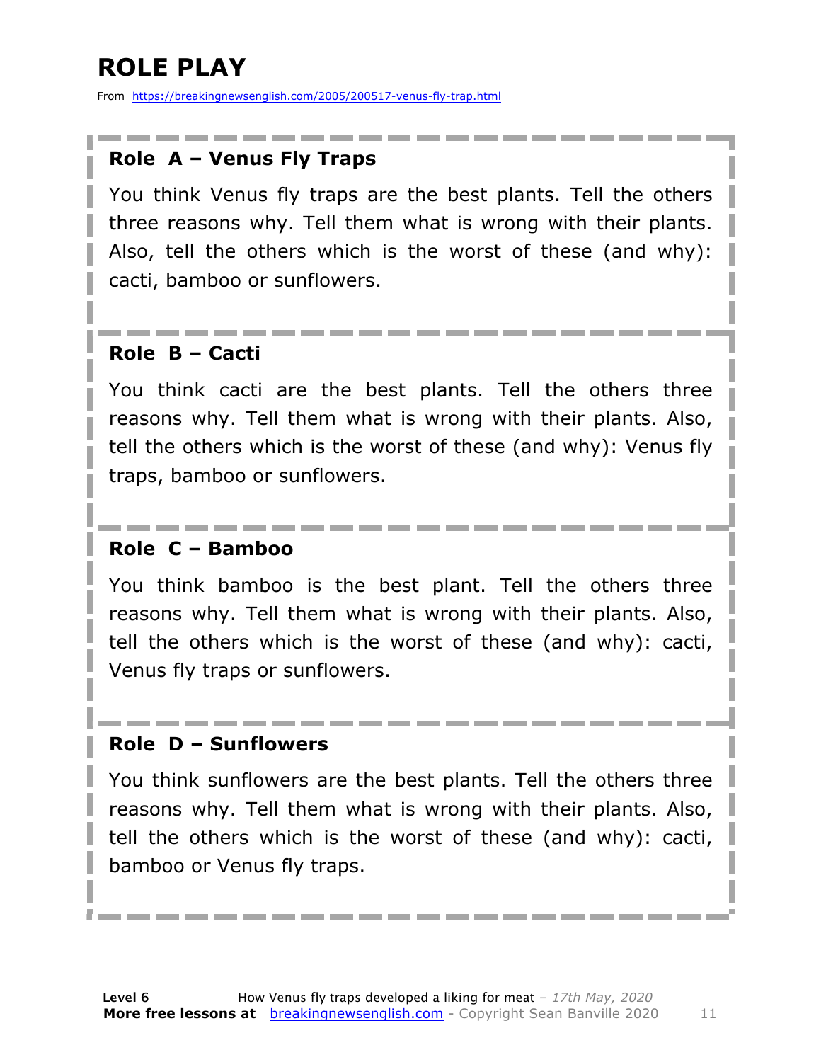# ROLE PLAY

From https://breakingnewsenglish.com/2005/200517-venus-fly-trap.html

### Role A – Venus Fly Traps

You think Venus fly traps are the best plants. Tell the others three reasons why. Tell them what is wrong with their plants. Also, tell the others which is the worst of these (and why): cacti, bamboo or sunflowers.

### Role B – Cacti

You think cacti are the best plants. Tell the others three reasons why. Tell them what is wrong with their plants. Also, tell the others which is the worst of these (and why): Venus fly traps, bamboo or sunflowers.

### Role C – Bamboo

You think bamboo is the best plant. Tell the others three reasons why. Tell them what is wrong with their plants. Also, tell the others which is the worst of these (and why): cacti, Venus fly traps or sunflowers.

### Role D – Sunflowers

You think sunflowers are the best plants. Tell the others three reasons why. Tell them what is wrong with their plants. Also, tell the others which is the worst of these (and why): cacti, bamboo or Venus fly traps.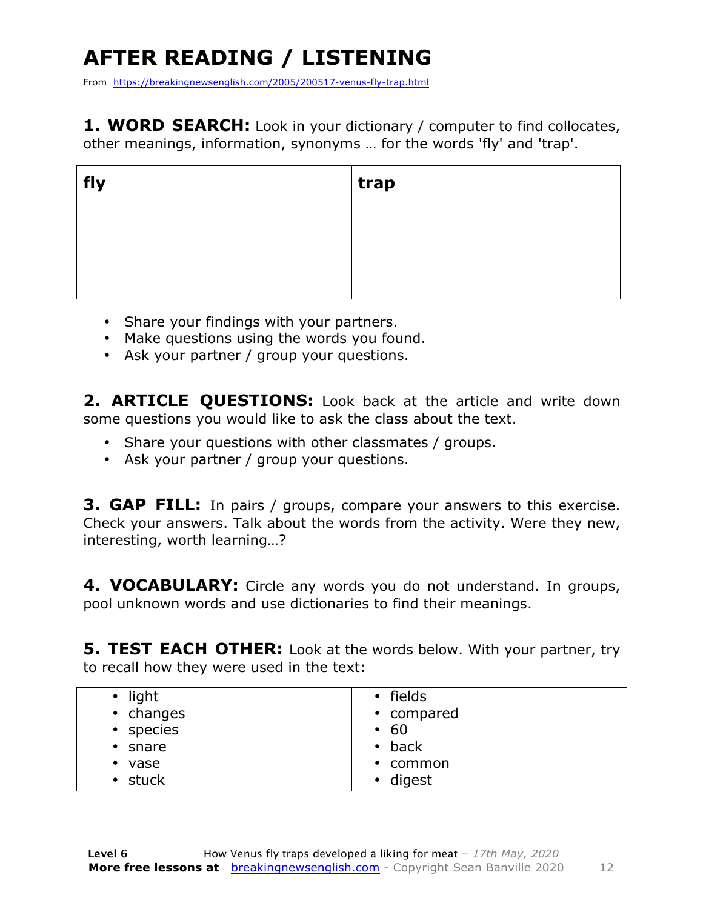# AFTER READING / LISTENING

From https://breakingnewsenglish.com/2005/200517-venus-fly-trap.html

**1. WORD SEARCH:** Look in your dictionary / computer to find collocates, other meanings, information, synonyms … for the words 'fly' and 'trap'.

| fly | trap |
|---|---|
| | |

- Share your findings with your partners.
- Make questions using the words you found.
- Ask your partner / group your questions.

**2. ARTICLE QUESTIONS:** Look back at the article and write down some questions you would like to ask the class about the text.

- Share your questions with other classmates / groups.
- Ask your partner / group your questions.

**3. GAP FILL:** In pairs / groups, compare your answers to this exercise. Check your answers. Talk about the words from the activity. Were they new, interesting, worth learning…?

**4. VOCABULARY:** Circle any words you do not understand. In groups, pool unknown words and use dictionaries to find their meanings.

**5. TEST EACH OTHER:** Look at the words below. With your partner, try to recall how they were used in the text:

| | |
|---|---|
| • light | • fields |
| • changes | • compared |
| • species | • 60 |
| • snare | • back |
| • vase | • common |
| • stuck | • digest |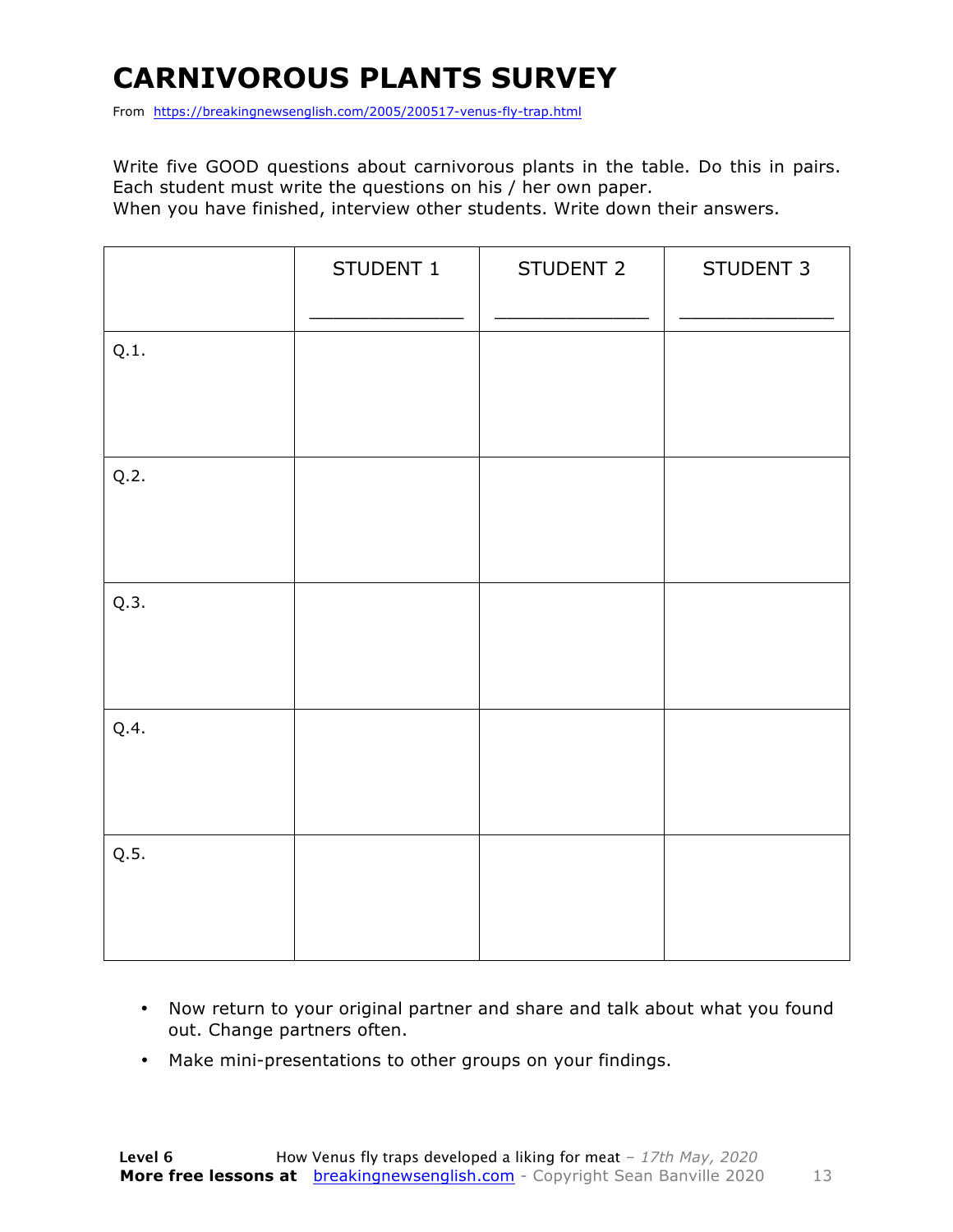# CARNIVOROUS PLANTS SURVEY

From https://breakingnewsenglish.com/2005/200517-venus-fly-trap.html

Write five GOOD questions about carnivorous plants in the table. Do this in pairs. Each student must write the questions on his / her own paper.
When you have finished, interview other students. Write down their answers.

| | STUDENT 1<br>_____________ | STUDENT 2<br>_____________ | STUDENT 3<br>_____________ |
|---|---|---|---|
| Q.1. | | | |
| Q.2. | | | |
| Q.3. | | | |
| Q.4. | | | |
| Q.5. | | | |

- Now return to your original partner and share and talk about what you found out. Change partners often.
- Make mini-presentations to other groups on your findings.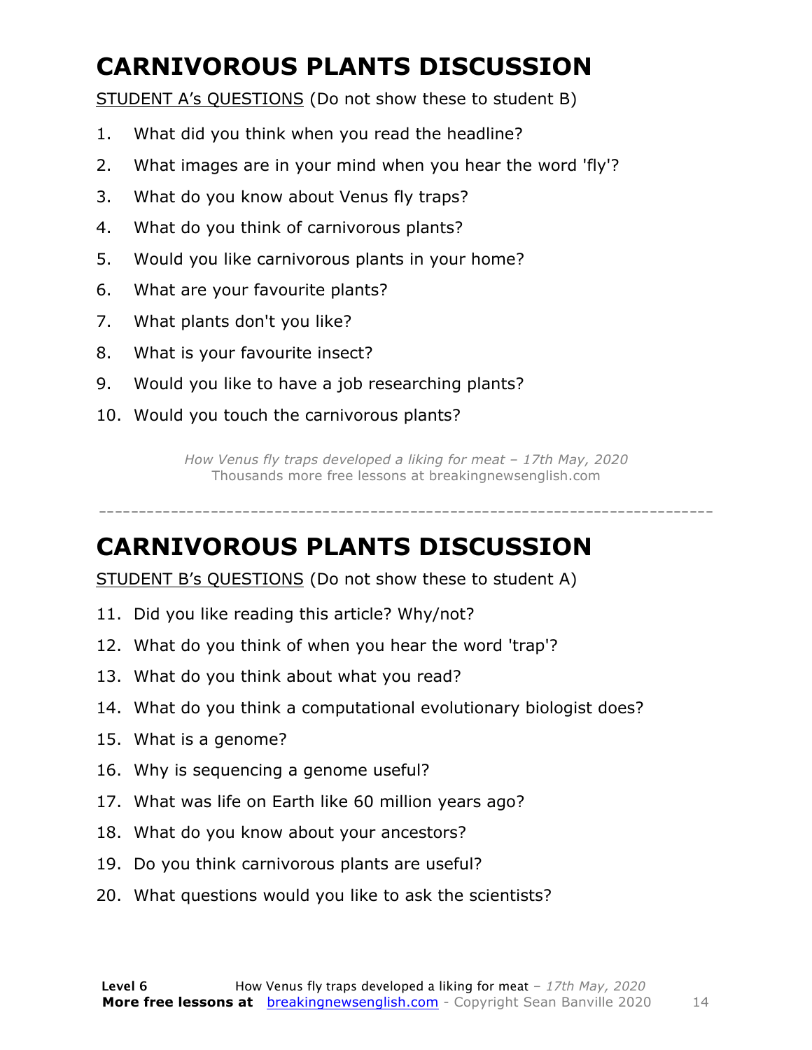# CARNIVOROUS PLANTS DISCUSSION

STUDENT A's QUESTIONS (Do not show these to student B)

1. What did you think when you read the headline?
2. What images are in your mind when you hear the word 'fly'?
3. What do you know about Venus fly traps?
4. What do you think of carnivorous plants?
5. Would you like carnivorous plants in your home?
6. What are your favourite plants?
7. What plants don't you like?
8. What is your favourite insect?
9. Would you like to have a job researching plants?
10. Would you touch the carnivorous plants?

*How Venus fly traps developed a liking for meat – 17th May, 2020*
Thousands more free lessons at breakingnewsenglish.com

---

# CARNIVOROUS PLANTS DISCUSSION

STUDENT B's QUESTIONS (Do not show these to student A)

11. Did you like reading this article? Why/not?
12. What do you think of when you hear the word 'trap'?
13. What do you think about what you read?
14. What do you think a computational evolutionary biologist does?
15. What is a genome?
16. Why is sequencing a genome useful?
17. What was life on Earth like 60 million years ago?
18. What do you know about your ancestors?
19. Do you think carnivorous plants are useful?
20. What questions would you like to ask the scientists?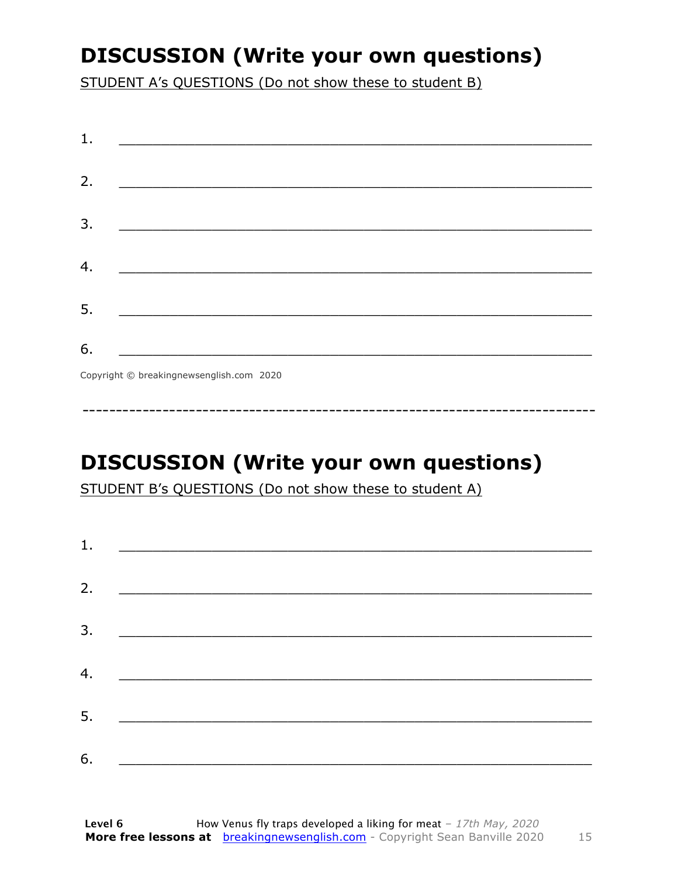# DISCUSSION (Write your own questions)

STUDENT A's QUESTIONS (Do not show these to student B)

1. ___________________________________________________________

2. ___________________________________________________________

3. ___________________________________________________________

4. ___________________________________________________________

5. ___________________________________________________________

6. ___________________________________________________________

Copyright © breakingnewsenglish.com 2020

---

# DISCUSSION (Write your own questions)

STUDENT B's QUESTIONS (Do not show these to student A)

1. ___________________________________________________________

2. ___________________________________________________________

3. ___________________________________________________________

4. ___________________________________________________________

5. ___________________________________________________________

6. ___________________________________________________________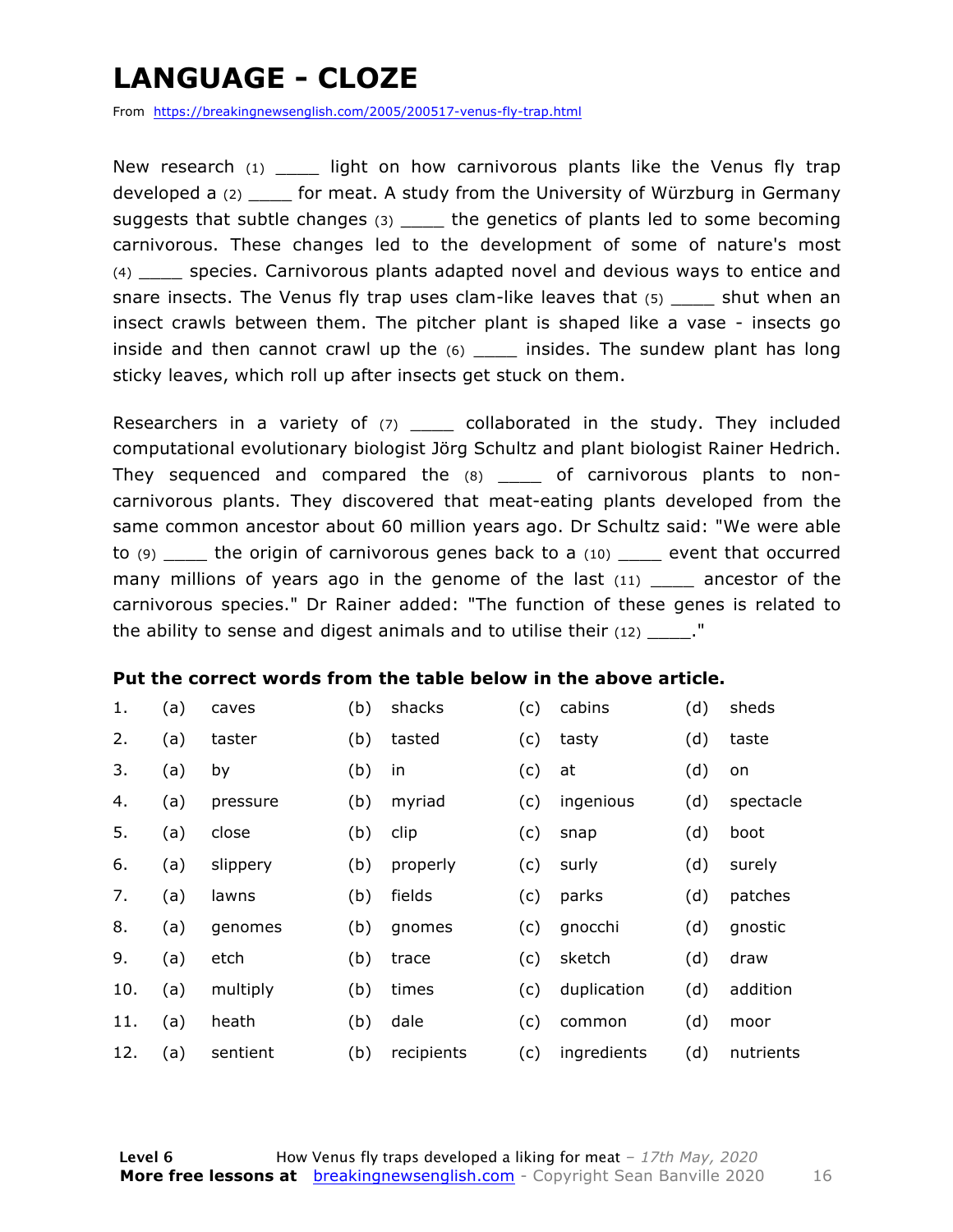# LANGUAGE - CLOZE

From https://breakingnewsenglish.com/2005/200517-venus-fly-trap.html

New research (1) ____ light on how carnivorous plants like the Venus fly trap developed a (2) ____ for meat. A study from the University of Würzburg in Germany suggests that subtle changes (3) ____ the genetics of plants led to some becoming carnivorous. These changes led to the development of some of nature's most (4) ____ species. Carnivorous plants adapted novel and devious ways to entice and snare insects. The Venus fly trap uses clam-like leaves that (5) ____ shut when an insect crawls between them. The pitcher plant is shaped like a vase - insects go inside and then cannot crawl up the (6) ____ insides. The sundew plant has long sticky leaves, which roll up after insects get stuck on them.

Researchers in a variety of (7) ____ collaborated in the study. They included computational evolutionary biologist Jörg Schultz and plant biologist Rainer Hedrich. They sequenced and compared the (8) ____ of carnivorous plants to non-carnivorous plants. They discovered that meat-eating plants developed from the same common ancestor about 60 million years ago. Dr Schultz said: "We were able to (9) ____ the origin of carnivorous genes back to a (10) ____ event that occurred many millions of years ago in the genome of the last (11) ____ ancestor of the carnivorous species." Dr Rainer added: "The function of these genes is related to the ability to sense and digest animals and to utilise their (12) ____."

**Put the correct words from the table below in the above article.**

| | | | | | | | | |
|---|---|---|---|---|---|---|---|---|
| 1. | (a) | caves | (b) | shacks | (c) | cabins | (d) | sheds |
| 2. | (a) | taster | (b) | tasted | (c) | tasty | (d) | taste |
| 3. | (a) | by | (b) | in | (c) | at | (d) | on |
| 4. | (a) | pressure | (b) | myriad | (c) | ingenious | (d) | spectacle |
| 5. | (a) | close | (b) | clip | (c) | snap | (d) | boot |
| 6. | (a) | slippery | (b) | properly | (c) | surly | (d) | surely |
| 7. | (a) | lawns | (b) | fields | (c) | parks | (d) | patches |
| 8. | (a) | genomes | (b) | gnomes | (c) | gnocchi | (d) | gnostic |
| 9. | (a) | etch | (b) | trace | (c) | sketch | (d) | draw |
| 10. | (a) | multiply | (b) | times | (c) | duplication | (d) | addition |
| 11. | (a) | heath | (b) | dale | (c) | common | (d) | moor |
| 12. | (a) | sentient | (b) | recipients | (c) | ingredients | (d) | nutrients |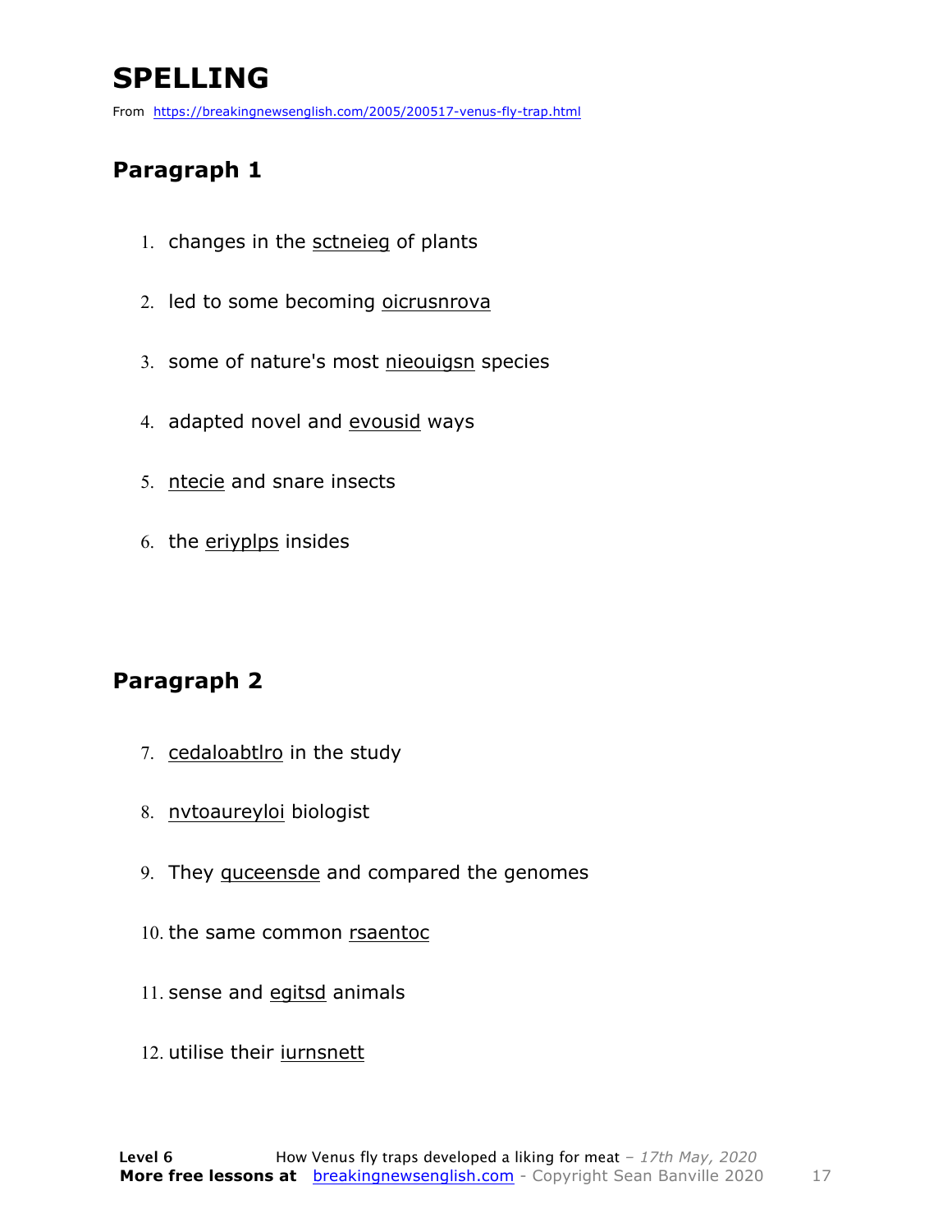# SPELLING

From https://breakingnewsenglish.com/2005/200517-venus-fly-trap.html

## Paragraph 1

1. changes in the sctneieg of plants
2. led to some becoming oicrusnrova
3. some of nature's most nieouigsn species
4. adapted novel and evousid ways
5. ntecie and snare insects
6. the eriyplps insides

## Paragraph 2

7. cedaloabtlro in the study
8. nvtoaureyloi biologist
9. They quceensde and compared the genomes
10. the same common rsaentoc
11. sense and egitsd animals
12. utilise their iurnsnett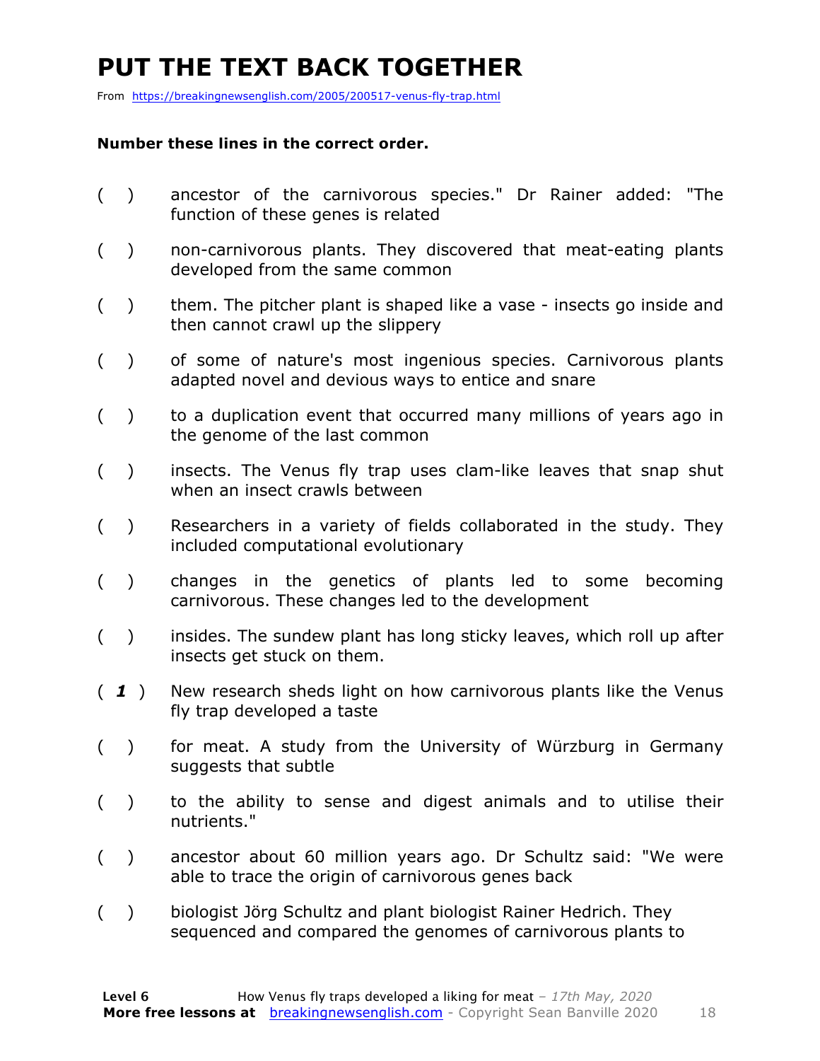# PUT THE TEXT BACK TOGETHER

From https://breakingnewsenglish.com/2005/200517-venus-fly-trap.html

**Number these lines in the correct order.**

( ) ancestor of the carnivorous species." Dr Rainer added: "The function of these genes is related

( ) non-carnivorous plants. They discovered that meat-eating plants developed from the same common

( ) them. The pitcher plant is shaped like a vase - insects go inside and then cannot crawl up the slippery

( ) of some of nature's most ingenious species. Carnivorous plants adapted novel and devious ways to entice and snare

( ) to a duplication event that occurred many millions of years ago in the genome of the last common

( ) insects. The Venus fly trap uses clam-like leaves that snap shut when an insect crawls between

( ) Researchers in a variety of fields collaborated in the study. They included computational evolutionary

( ) changes in the genetics of plants led to some becoming carnivorous. These changes led to the development

( ) insides. The sundew plant has long sticky leaves, which roll up after insects get stuck on them.

( *1* ) New research sheds light on how carnivorous plants like the Venus fly trap developed a taste

( ) for meat. A study from the University of Würzburg in Germany suggests that subtle

( ) to the ability to sense and digest animals and to utilise their nutrients."

( ) ancestor about 60 million years ago. Dr Schultz said: "We were able to trace the origin of carnivorous genes back

( ) biologist Jörg Schultz and plant biologist Rainer Hedrich. They sequenced and compared the genomes of carnivorous plants to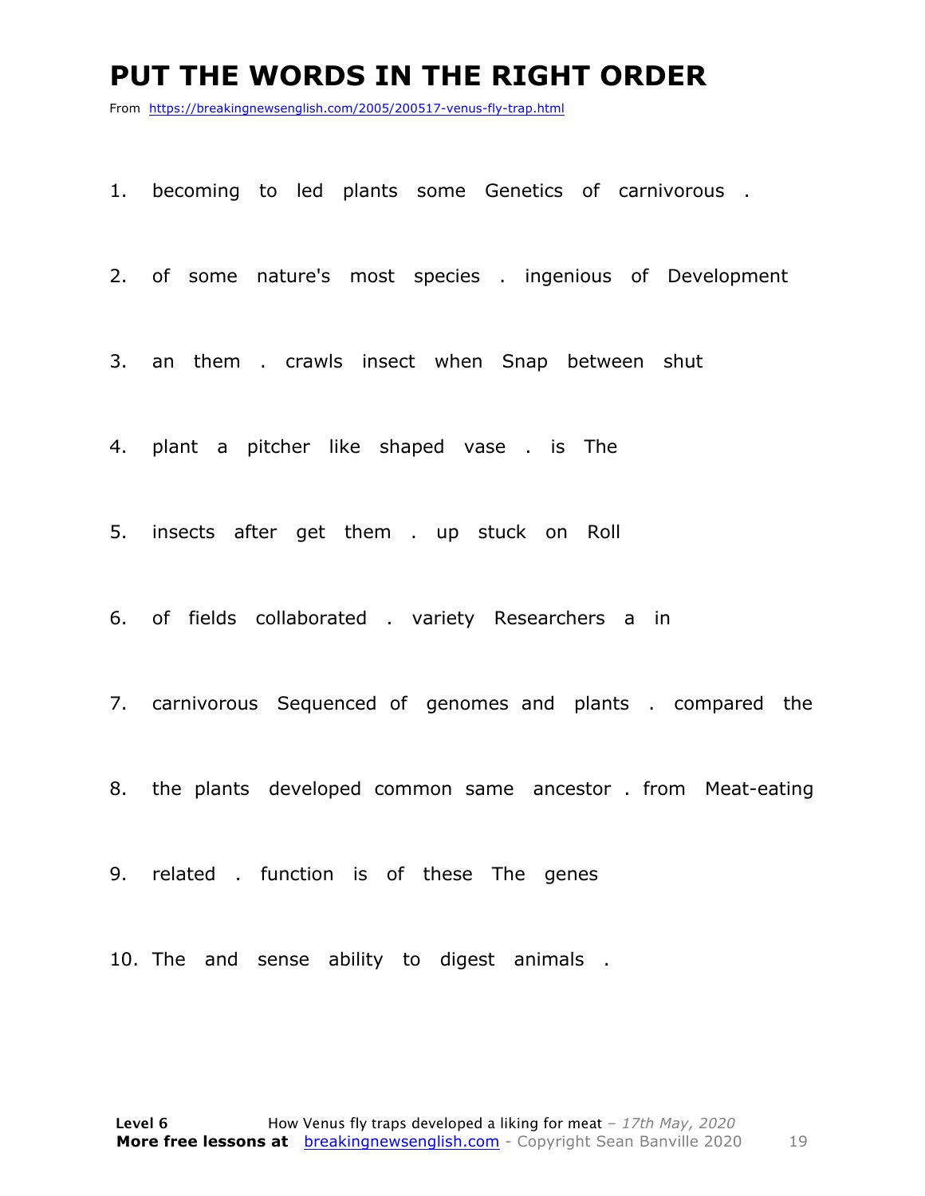# PUT THE WORDS IN THE RIGHT ORDER

From https://breakingnewsenglish.com/2005/200517-venus-fly-trap.html

1. becoming to led plants some Genetics of carnivorous .

2. of some nature's most species . ingenious of Development

3. an them . crawls insect when Snap between shut

4. plant a pitcher like shaped vase . is The

5. insects after get them . up stuck on Roll

6. of fields collaborated . variety Researchers a in

7. carnivorous Sequenced of genomes and plants . compared the

8. the plants developed common same ancestor . from Meat-eating

9. related . function is of these The genes

10. The and sense ability to digest animals .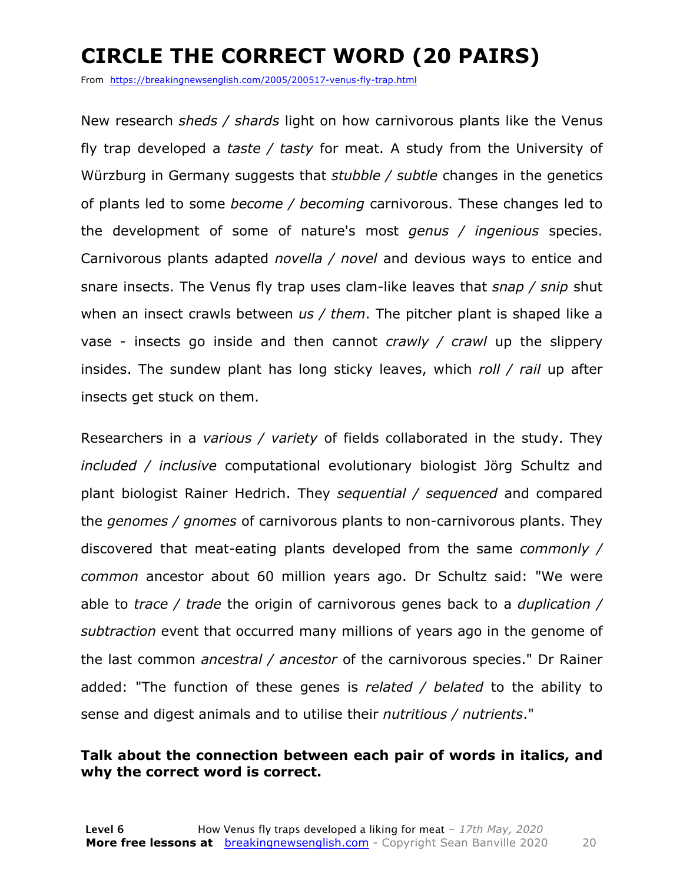# CIRCLE THE CORRECT WORD (20 PAIRS)

From https://breakingnewsenglish.com/2005/200517-venus-fly-trap.html

New research *sheds / shards* light on how carnivorous plants like the Venus fly trap developed a *taste / tasty* for meat. A study from the University of Würzburg in Germany suggests that *stubble / subtle* changes in the genetics of plants led to some *become / becoming* carnivorous. These changes led to the development of some of nature's most *genus / ingenious* species. Carnivorous plants adapted *novella / novel* and devious ways to entice and snare insects. The Venus fly trap uses clam-like leaves that *snap / snip* shut when an insect crawls between *us / them*. The pitcher plant is shaped like a vase - insects go inside and then cannot *crawly / crawl* up the slippery insides. The sundew plant has long sticky leaves, which *roll / rail* up after insects get stuck on them.

Researchers in a *various / variety* of fields collaborated in the study. They *included / inclusive* computational evolutionary biologist Jörg Schultz and plant biologist Rainer Hedrich. They *sequential / sequenced* and compared the *genomes / gnomes* of carnivorous plants to non-carnivorous plants. They discovered that meat-eating plants developed from the same *commonly / common* ancestor about 60 million years ago. Dr Schultz said: "We were able to *trace / trade* the origin of carnivorous genes back to a *duplication / subtraction* event that occurred many millions of years ago in the genome of the last common *ancestral / ancestor* of the carnivorous species." Dr Rainer added: "The function of these genes is *related / belated* to the ability to sense and digest animals and to utilise their *nutritious / nutrients*."

**Talk about the connection between each pair of words in italics, and why the correct word is correct.**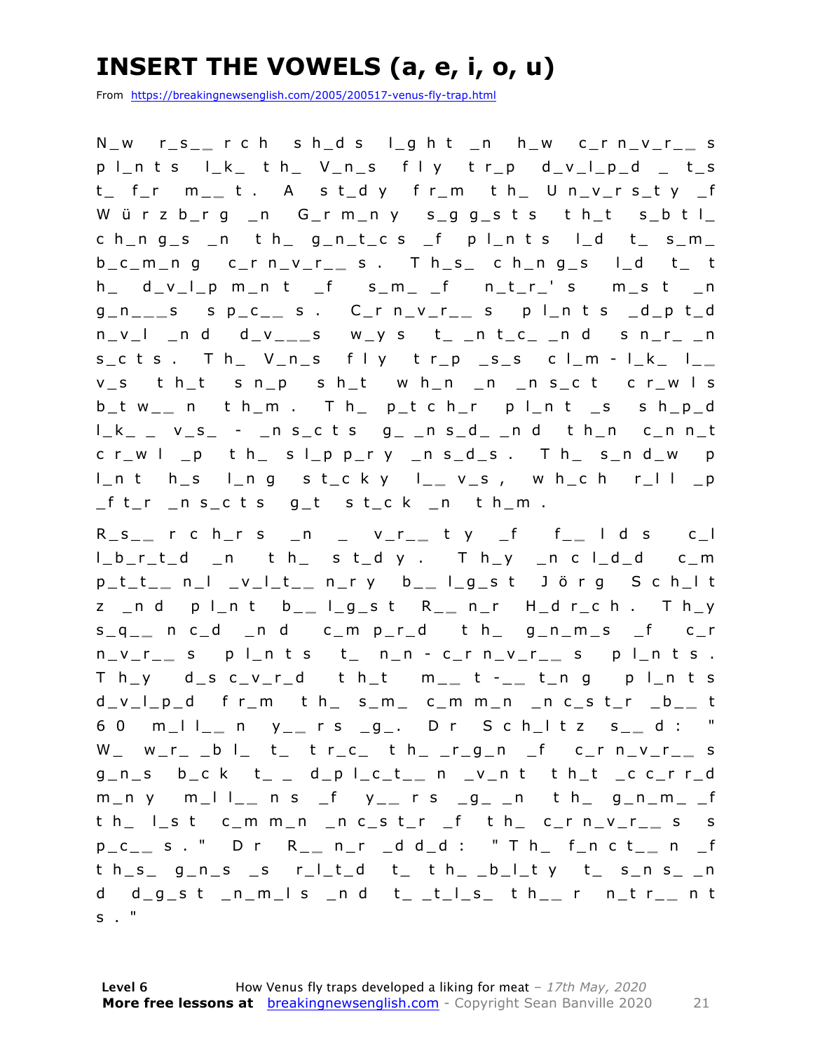# INSERT THE VOWELS (a, e, i, o, u)

From https://breakingnewsenglish.com/2005/200517-venus-fly-trap.html

N_w r_s__rch sh_ds l_ght _n h_w c_rn_v_r__s pl_nts l_k_ th_ V_n_s fly tr_p d_v_l_p_d _ t_st_ f_r m__t. A st_dy fr_m th_ Un_v_rs_ty _f Würzb_rg _n G_rm_ny s_gg_sts th_t s_btl_ ch_ng_s _n th_ g_n_t_cs _f pl_nts l_d t_ s_m_ b_c_m_ng c_rn_v_r__s. Th_s_ ch_ng_s l_d t_ th_ d_v_l_pm_nt _f s_m_ _f n_t_r_'s m_st _n g_n___s sp_c__s. C_rn_v_r__s pl_nts _d_pt_d n_v_l _nd d_v___s w_ys t_ _nt_c_ _nd sn_r_ _ns_cts. Th_ V_n_s fly tr_p _s_s cl_m-l_k_ l__v_s th_t sn_p sh_t wh_n _n _ns_ct cr_wls b_tw__n th_m. Th_ p_tch_r pl_nt _s sh_p_d l_k_ _ v_s_ - _ns_cts g_ _ns_d_ _nd th_n c_nn_t cr_wl _p th_ sl_pp_ry _ns_d_s. Th_ s_nd_w p l_nt h_s l_ng st_cky l__v_s, wh_ch r_ll _p _ft_r _ns_cts g_t st_ck _n th_m.

R_s__rch_rs _n _ v_r__ty _f f__lds c_l l_b_r_t_d _n th_ st_dy. Th_y _ncl_d_d c_m p_t_t__n_l _v_l_t__n_ry b__l_g_st Jörg Sch_lt z _nd pl_nt b__l_g_st R__n_r H_dr_ch. Th_y s_q__nc_d _nd c_mp_r_d th_ g_n_m_s _f c_r n_v_r__s pl_nts t_ n_n-c_rn_v_r__s pl_nts. Th_y d_sc_v_r_d th_t m__t-__t_ng pl_nts d_v_l_p_d fr_m th_ s_m_ c_mm_n _nc_st_r _b__t 60 m_ll__n y__rs _g_. Dr Sch_ltz s__d: "W_ w_r_ _bl_ t_ tr_c_ th_ _r_g_n _f c_rn_v_r__s g_n_s b_ck t_ _ d_pl_c_t__n _v_nt th_t _cc_rr_d m_ny m_ll__ns _f y__rs _g_ _n th_ g_n_m_ _f th_ l_st c_mm_n _nc_st_r _f th_ c_rn_v_r__s s p_c__s." Dr R__n_r _dd_d: "Th_ f_nct__n _f th_s_ g_n_s _s r_l_t_d t_ th_ _b_l_ty t_ s_ns_ _n d d_g_st _n_m_ls _nd t_ _t_l_s_ th__r n_tr__nt s."

**Level 6** How Venus fly traps developed a liking for meat – *17th May, 2020*
**More free lessons at** breakingnewsenglish.com - Copyright Sean Banville 2020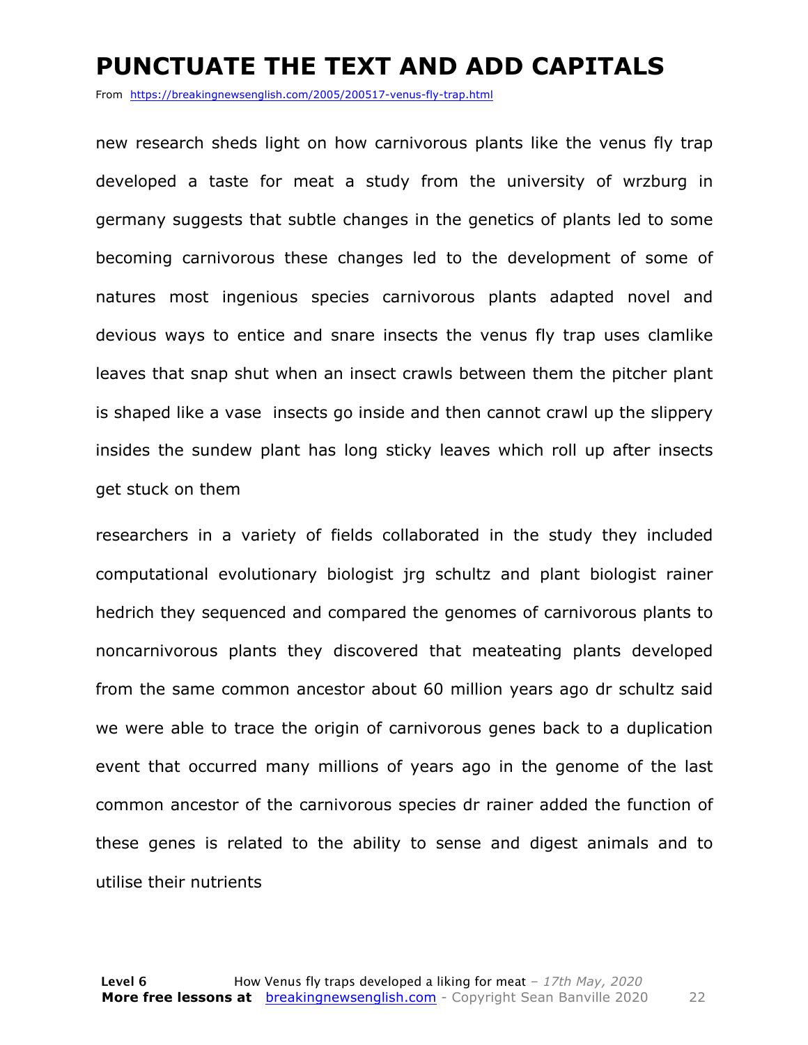# PUNCTUATE THE TEXT AND ADD CAPITALS

From https://breakingnewsenglish.com/2005/200517-venus-fly-trap.html

new research sheds light on how carnivorous plants like the venus fly trap developed a taste for meat a study from the university of wrzburg in germany suggests that subtle changes in the genetics of plants led to some becoming carnivorous these changes led to the development of some of natures most ingenious species carnivorous plants adapted novel and devious ways to entice and snare insects the venus fly trap uses clamlike leaves that snap shut when an insect crawls between them the pitcher plant is shaped like a vase insects go inside and then cannot crawl up the slippery insides the sundew plant has long sticky leaves which roll up after insects get stuck on them

researchers in a variety of fields collaborated in the study they included computational evolutionary biologist jrg schultz and plant biologist rainer hedrich they sequenced and compared the genomes of carnivorous plants to noncarnivorous plants they discovered that meateating plants developed from the same common ancestor about 60 million years ago dr schultz said we were able to trace the origin of carnivorous genes back to a duplication event that occurred many millions of years ago in the genome of the last common ancestor of the carnivorous species dr rainer added the function of these genes is related to the ability to sense and digest animals and to utilise their nutrients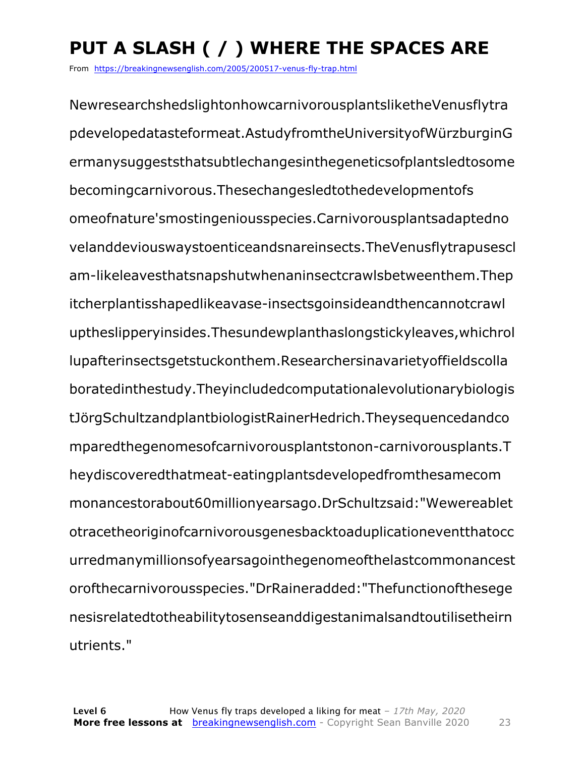# PUT A SLASH ( / ) WHERE THE SPACES ARE

From https://breakingnewsenglish.com/2005/200517-venus-fly-trap.html

NewresearchshedslightonhowcarnivorousplantsliketheVenusflytra
pdevelopedatasteformeat.AstudyfromtheUniversityofWürzburginG
ermanysuggeststhatsubtlechangesinthegeneticsofplantsledtosome
becomingcarnivorous.Thesechangesledtothedevelopmentofs
omeofnature'smostingeniousspecies.Carnivorousplantsadaptedno
velanddeviouswaystoenticeandsnareinsects.TheVenusflytrapusescl
am-likeleavesthatsnapshutwhenaninsectcrawlsbetweenthem.Thep
itcherplantisshapedlikeavase-insectsgoinsideandthencannotcrawl
uptheslipperyinsides.Thesundewplanthaslongstickyleaves,whichrol
lupafterinsectsgetstuckonthem.Researchersinavarietyoffieldscolla
boratedinthestudy.Theyincludedcomputationalevolutionarybiologis
tJörgSchultzandplantbiologistRainerHedrich.Theysequencedandco
mparedthegenomesofcarnivorousplantstonon-carnivorousplants.T
heydiscoveredthatmeat-eatingplantsdevelopedfromthesamecom
monancestorabout60millionyearsago.DrSchultzsaid:"Wewereablet
otracetheoriginofcarnivorousgenesbacktoaduplicationeventthatocc
urredmanymillionsofyearsagointhegenomeofthelastcommonancest
orofthecarnivorousspecies."DrRaineradded:"Thefunctionofthesege
nesisrelatedtotheabilitytosenseanddigestanimalsandtoutilisetheirn
utrients."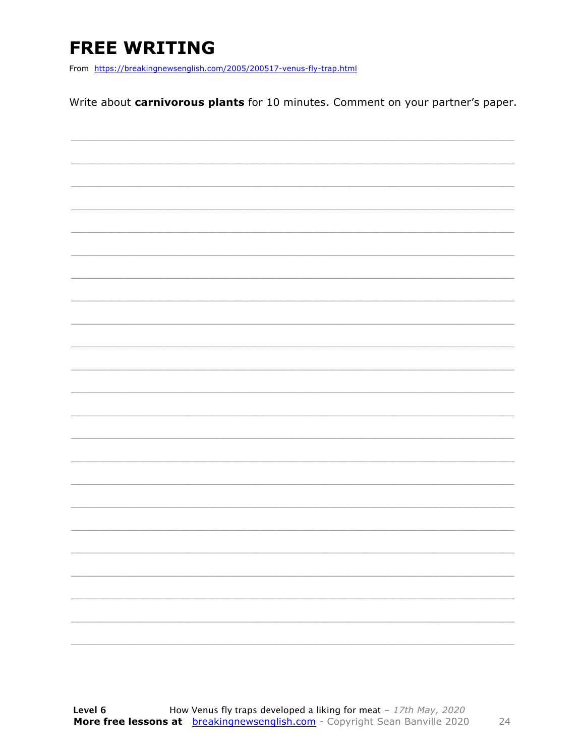# FREE WRITING

From https://breakingnewsenglish.com/2005/200517-venus-fly-trap.html

Write about **carnivorous plants** for 10 minutes. Comment on your partner's paper.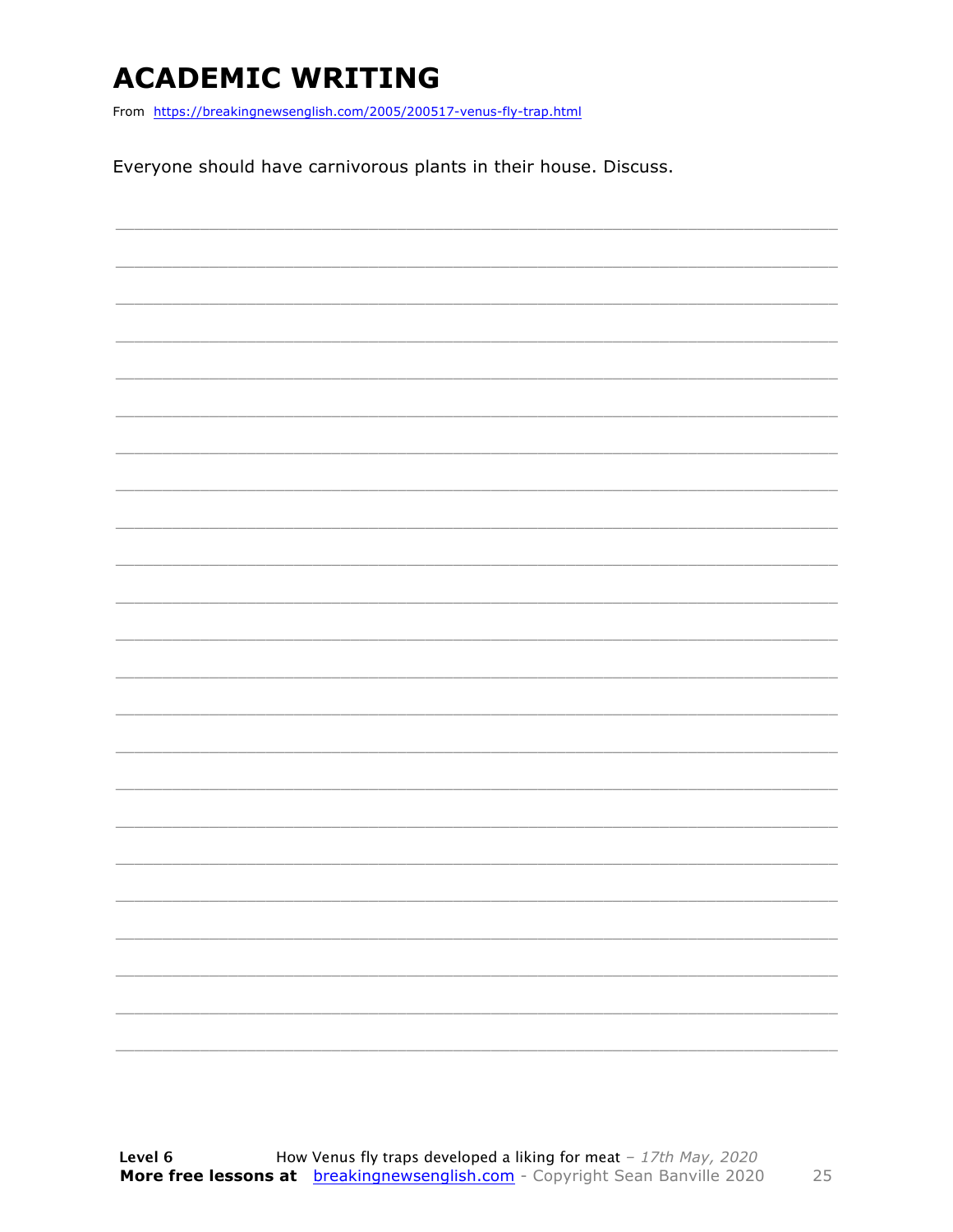# ACADEMIC WRITING

From https://breakingnewsenglish.com/2005/200517-venus-fly-trap.html

Everyone should have carnivorous plants in their house. Discuss.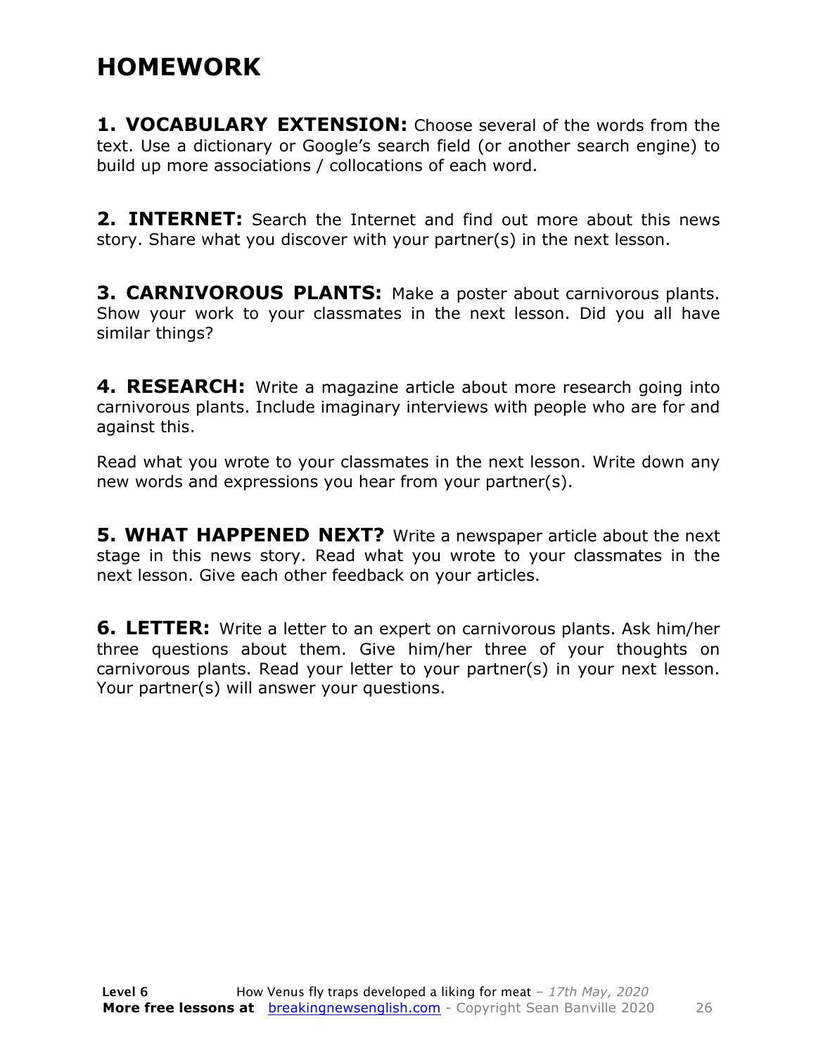# HOMEWORK

**1. VOCABULARY EXTENSION:** Choose several of the words from the text. Use a dictionary or Google's search field (or another search engine) to build up more associations / collocations of each word.

**2. INTERNET:** Search the Internet and find out more about this news story. Share what you discover with your partner(s) in the next lesson.

**3. CARNIVOROUS PLANTS:** Make a poster about carnivorous plants. Show your work to your classmates in the next lesson. Did you all have similar things?

**4. RESEARCH:** Write a magazine article about more research going into carnivorous plants. Include imaginary interviews with people who are for and against this.

Read what you wrote to your classmates in the next lesson. Write down any new words and expressions you hear from your partner(s).

**5. WHAT HAPPENED NEXT?** Write a newspaper article about the next stage in this news story. Read what you wrote to your classmates in the next lesson. Give each other feedback on your articles.

**6. LETTER:** Write a letter to an expert on carnivorous plants. Ask him/her three questions about them. Give him/her three of your thoughts on carnivorous plants. Read your letter to your partner(s) in your next lesson. Your partner(s) will answer your questions.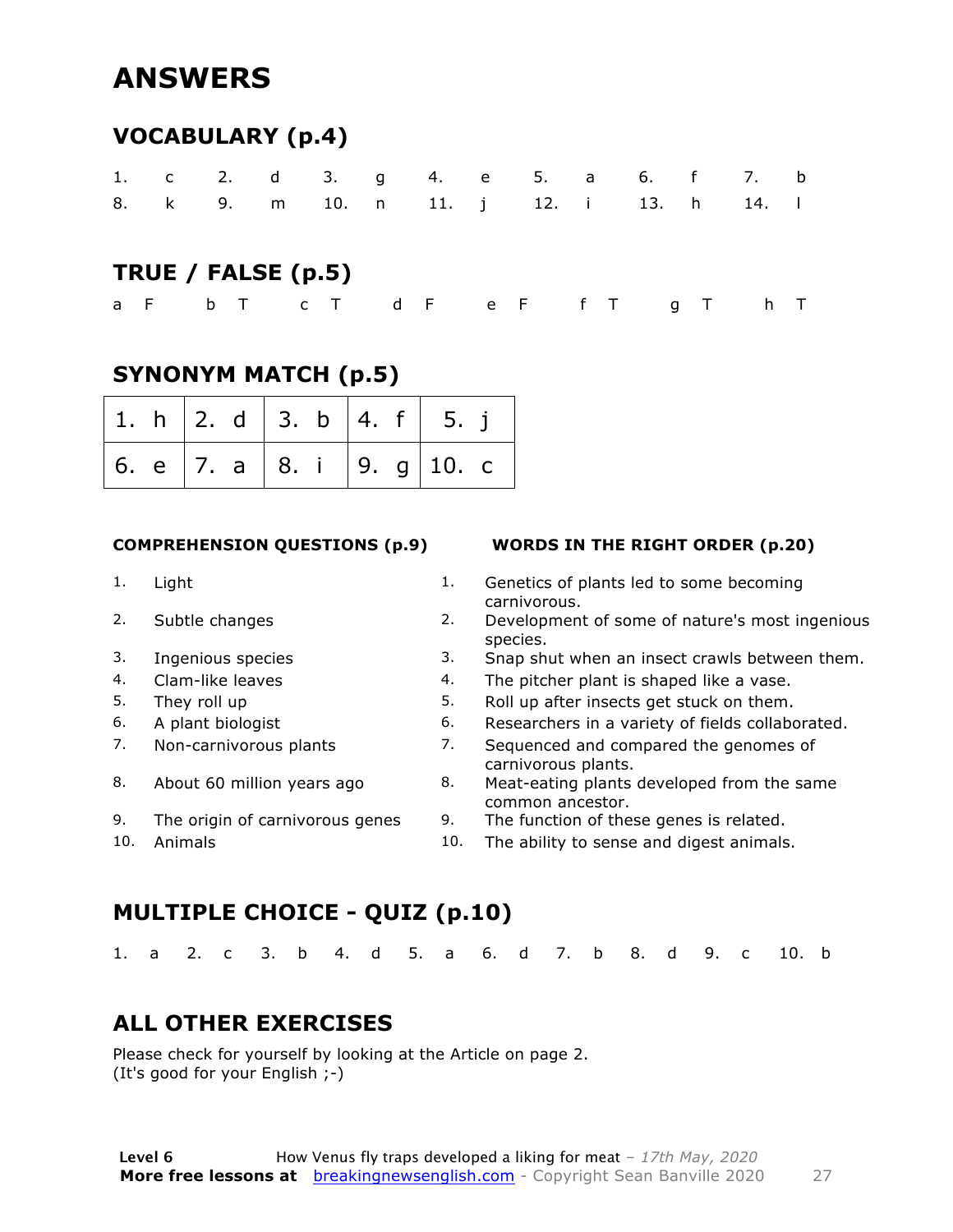# ANSWERS

## VOCABULARY (p.4)

1. c 2. d 3. g 4. e 5. a 6. f 7. b
8. k 9. m 10. n 11. j 12. i 13. h 14. l

## TRUE / FALSE (p.5)

a F b T c T d F e F f T g T h T

## SYNONYM MATCH (p.5)

| | | | | |
|---|---|---|---|---|
| 1. h | 2. d | 3. b | 4. f | 5. j |
| 6. e | 7. a | 8. i | 9. g | 10. c |

### COMPREHENSION QUESTIONS (p.9)

1. Light
2. Subtle changes
3. Ingenious species
4. Clam-like leaves
5. They roll up
6. A plant biologist
7. Non-carnivorous plants
8. About 60 million years ago
9. The origin of carnivorous genes
10. Animals

### WORDS IN THE RIGHT ORDER (p.20)

1. Genetics of plants led to some becoming carnivorous.
2. Development of some of nature's most ingenious species.
3. Snap shut when an insect crawls between them.
4. The pitcher plant is shaped like a vase.
5. Roll up after insects get stuck on them.
6. Researchers in a variety of fields collaborated.
7. Sequenced and compared the genomes of carnivorous plants.
8. Meat-eating plants developed from the same common ancestor.
9. The function of these genes is related.
10. The ability to sense and digest animals.

## MULTIPLE CHOICE - QUIZ (p.10)

1. a 2. c 3. b 4. d 5. a 6. d 7. b 8. d 9. c 10. b

## ALL OTHER EXERCISES

Please check for yourself by looking at the Article on page 2.
(It's good for your English ;-)